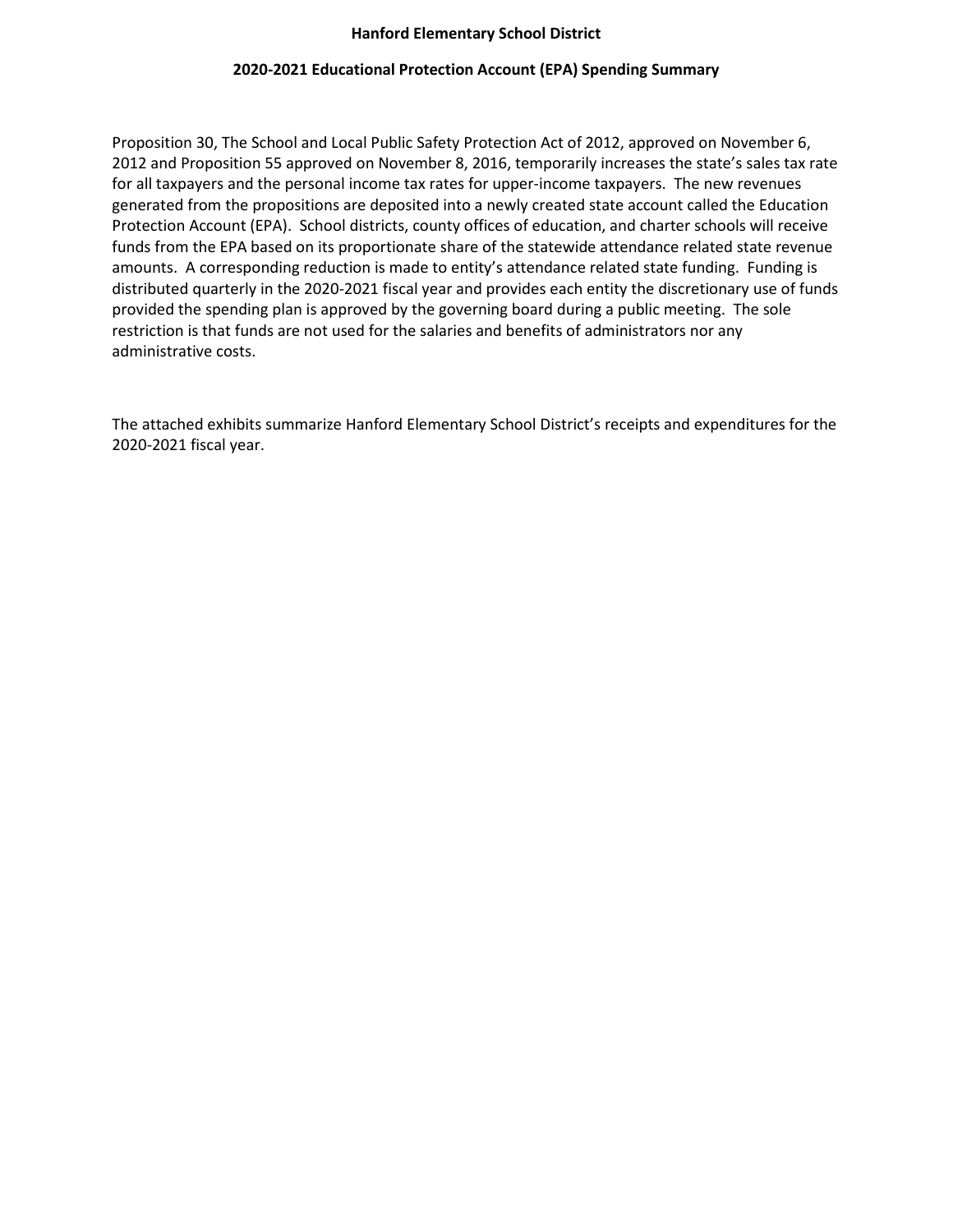**Hanford Elementary School District**

**2020-2021 Educational Protection Account (EPA) Spending Summary**

Proposition 30, The School and Local Public Safety Protection Act of 2012, approved on November 6, 2012 and Proposition 55 approved on November 8, 2016, temporarily increases the state's sales tax rate for all taxpayers and the personal income tax rates for upper-income taxpayers. The new revenues generated from the propositions are deposited into a newly created state account called the Education Protection Account (EPA). School districts, county offices of education, and charter schools will receive funds from the EPA based on its proportionate share of the statewide attendance related state revenue amounts. A corresponding reduction is made to entity's attendance related state funding. Funding is distributed quarterly in the 2020-2021 fiscal year and provides each entity the discretionary use of funds provided the spending plan is approved by the governing board during a public meeting. The sole restriction is that funds are not used for the salaries and benefits of administrators nor any administrative costs.

The attached exhibits summarize Hanford Elementary School District's receipts and expenditures for the 2020-2021 fiscal year.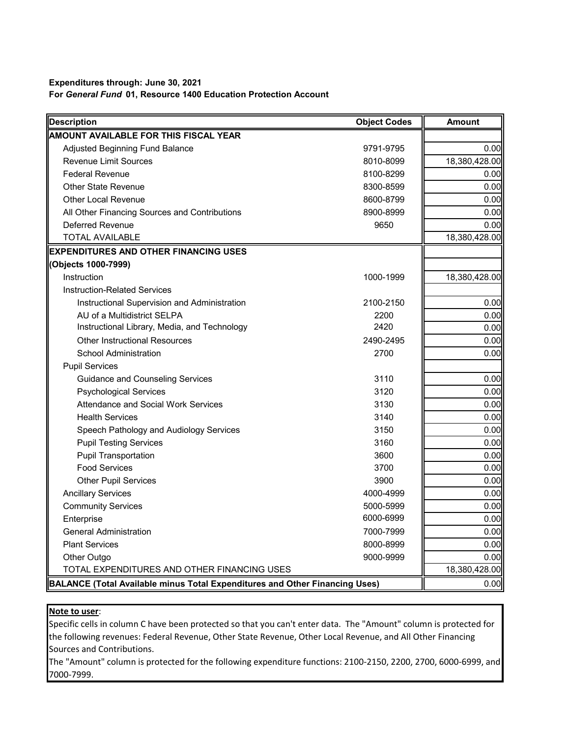**Expenditures through: June 30, 2021**

**For *General Fund* 01, Resource 1400 Education Protection Account**

| Description | Object Codes | Amount |
|---|---|---|
| **AMOUNT AVAILABLE FOR THIS FISCAL YEAR** | | |
| Adjusted Beginning Fund Balance | 9791-9795 | 0.00 |
| Revenue Limit Sources | 8010-8099 | 18,380,428.00 |
| Federal Revenue | 8100-8299 | 0.00 |
| Other State Revenue | 8300-8599 | 0.00 |
| Other Local Revenue | 8600-8799 | 0.00 |
| All Other Financing Sources and Contributions | 8900-8999 | 0.00 |
| Deferred Revenue | 9650 | 0.00 |
| TOTAL AVAILABLE | | 18,380,428.00 |
| **EXPENDITURES AND OTHER FINANCING USES** | | |
| **(Objects 1000-7999)** | | |
| Instruction | 1000-1999 | 18,380,428.00 |
| Instruction-Related Services | | |
| Instructional Supervision and Administration | 2100-2150 | 0.00 |
| AU of a Multidistrict SELPA | 2200 | 0.00 |
| Instructional Library, Media, and Technology | 2420 | 0.00 |
| Other Instructional Resources | 2490-2495 | 0.00 |
| School Administration | 2700 | 0.00 |
| Pupil Services | | |
| Guidance and Counseling Services | 3110 | 0.00 |
| Psychological Services | 3120 | 0.00 |
| Attendance and Social Work Services | 3130 | 0.00 |
| Health Services | 3140 | 0.00 |
| Speech Pathology and Audiology Services | 3150 | 0.00 |
| Pupil Testing Services | 3160 | 0.00 |
| Pupil Transportation | 3600 | 0.00 |
| Food Services | 3700 | 0.00 |
| Other Pupil Services | 3900 | 0.00 |
| Ancillary Services | 4000-4999 | 0.00 |
| Community Services | 5000-5999 | 0.00 |
| Enterprise | 6000-6999 | 0.00 |
| General Administration | 7000-7999 | 0.00 |
| Plant Services | 8000-8999 | 0.00 |
| Other Outgo | 9000-9999 | 0.00 |
| TOTAL EXPENDITURES AND OTHER FINANCING USES | | 18,380,428.00 |
| **BALANCE (Total Available minus Total Expenditures and Other Financing Uses)** | | 0.00 |

**Note to user**:
Specific cells in column C have been protected so that you can't enter data. The "Amount" column is protected for the following revenues: Federal Revenue, Other State Revenue, Other Local Revenue, and All Other Financing Sources and Contributions.
The "Amount" column is protected for the following expenditure functions: 2100-2150, 2200, 2700, 6000-6999, and 7000-7999.